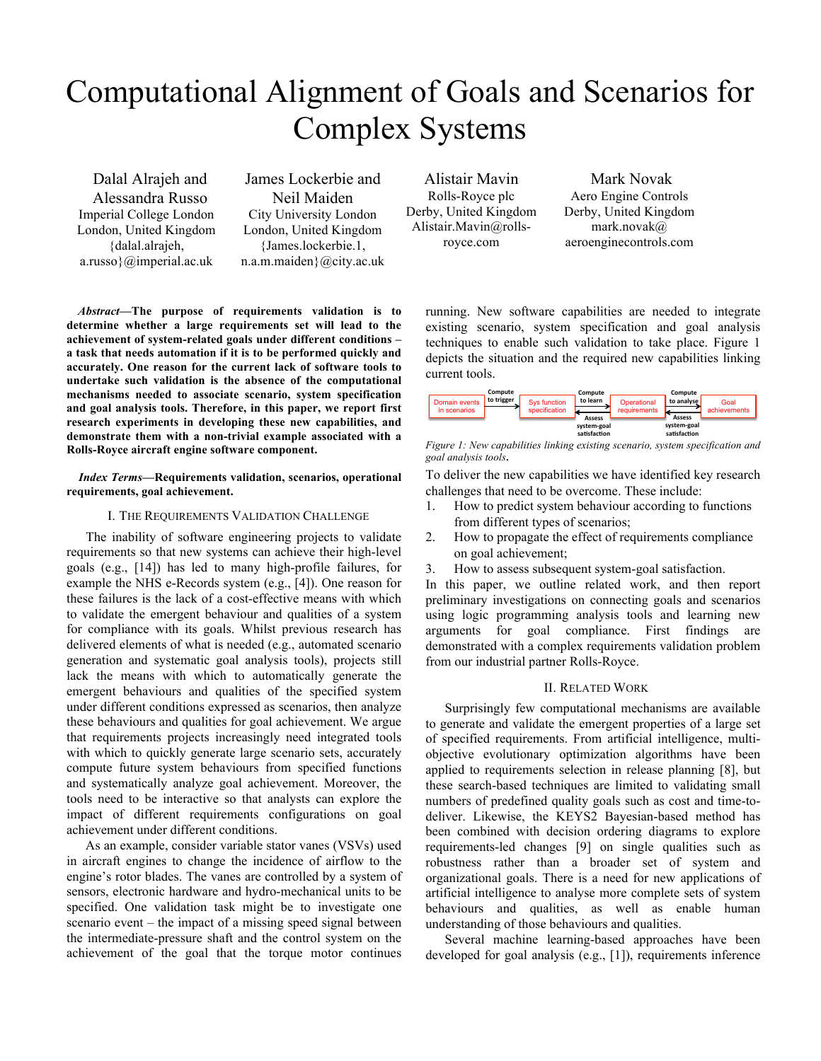# Computational Alignment of Goals and Scenarios for Complex Systems

Dalal Alrajeh and Alessandra Russo
Imperial College London
London, United Kingdom
{dalal.alrajeh, a.russo}@imperial.ac.uk

James Lockerbie and Neil Maiden
City University London
London, United Kingdom
{James.lockerbie.1, n.a.m.maiden}@city.ac.uk

Alistair Mavin
Rolls-Royce plc
Derby, United Kingdom
Alistair.Mavin@rolls-royce.com

Mark Novak
Aero Engine Controls
Derby, United Kingdom
mark.novak@aeroenginecontrols.com

***Abstract*—The purpose of requirements validation is to determine whether a large requirements set will lead to the achievement of system-related goals under different conditions – a task that needs automation if it is to be performed quickly and accurately. One reason for the current lack of software tools to undertake such validation is the absence of the computational mechanisms needed to associate scenario, system specification and goal analysis tools. Therefore, in this paper, we report first research experiments in developing these new capabilities, and demonstrate them with a non-trivial example associated with a Rolls-Royce aircraft engine software component.**

***Index Terms*—Requirements validation, scenarios, operational requirements, goal achievement.**

## I. The Requirements Validation Challenge

The inability of software engineering projects to validate requirements so that new systems can achieve their high-level goals (e.g., [14]) has led to many high-profile failures, for example the NHS e-Records system (e.g., [4]). One reason for these failures is the lack of a cost-effective means with which to validate the emergent behaviour and qualities of a system for compliance with its goals. Whilst previous research has delivered elements of what is needed (e.g., automated scenario generation and systematic goal analysis tools), projects still lack the means with which to automatically generate the emergent behaviours and qualities of the specified system under different conditions expressed as scenarios, then analyze these behaviours and qualities for goal achievement. We argue that requirements projects increasingly need integrated tools with which to quickly generate large scenario sets, accurately compute future system behaviours from specified functions and systematically analyze goal achievement. Moreover, the tools need to be interactive so that analysts can explore the impact of different requirements configurations on goal achievement under different conditions.

As an example, consider variable stator vanes (VSVs) used in aircraft engines to change the incidence of airflow to the engine's rotor blades. The vanes are controlled by a system of sensors, electronic hardware and hydro-mechanical units to be specified. One validation task might be to investigate one scenario event – the impact of a missing speed signal between the intermediate-pressure shaft and the control system on the achievement of the goal that the torque motor continues running. New software capabilities are needed to integrate existing scenario, system specification and goal analysis techniques to enable such validation to take place. Figure 1 depicts the situation and the required new capabilities linking current tools.

Domain events in scenarios → (Compute to trigger) → Sys function specification → (Compute to learn / Assess system-goal satisfaction) → Operational requirements → (Compute to analyse / Assess system-goal satisfaction) → Goal achievements

*Figure 1: New capabilities linking existing scenario, system specification and goal analysis tools.*

To deliver the new capabilities we have identified key research challenges that need to be overcome. These include:

1. How to predict system behaviour according to functions from different types of scenarios;
2. How to propagate the effect of requirements compliance on goal achievement;
3. How to assess subsequent system-goal satisfaction.

In this paper, we outline related work, and then report preliminary investigations on connecting goals and scenarios using logic programming analysis tools and learning new arguments for goal compliance. First findings are demonstrated with a complex requirements validation problem from our industrial partner Rolls-Royce.

## II. Related Work

Surprisingly few computational mechanisms are available to generate and validate the emergent properties of a large set of specified requirements. From artificial intelligence, multi-objective evolutionary optimization algorithms have been applied to requirements selection in release planning [8], but these search-based techniques are limited to validating small numbers of predefined quality goals such as cost and time-to-deliver. Likewise, the KEYS2 Bayesian-based method has been combined with decision ordering diagrams to explore requirements-led changes [9] on single qualities such as robustness rather than a broader set of system and organizational goals. There is a need for new applications of artificial intelligence to analyse more complete sets of system behaviours and qualities, as well as enable human understanding of those behaviours and qualities.

Several machine learning-based approaches have been developed for goal analysis (e.g., [1]), requirements inference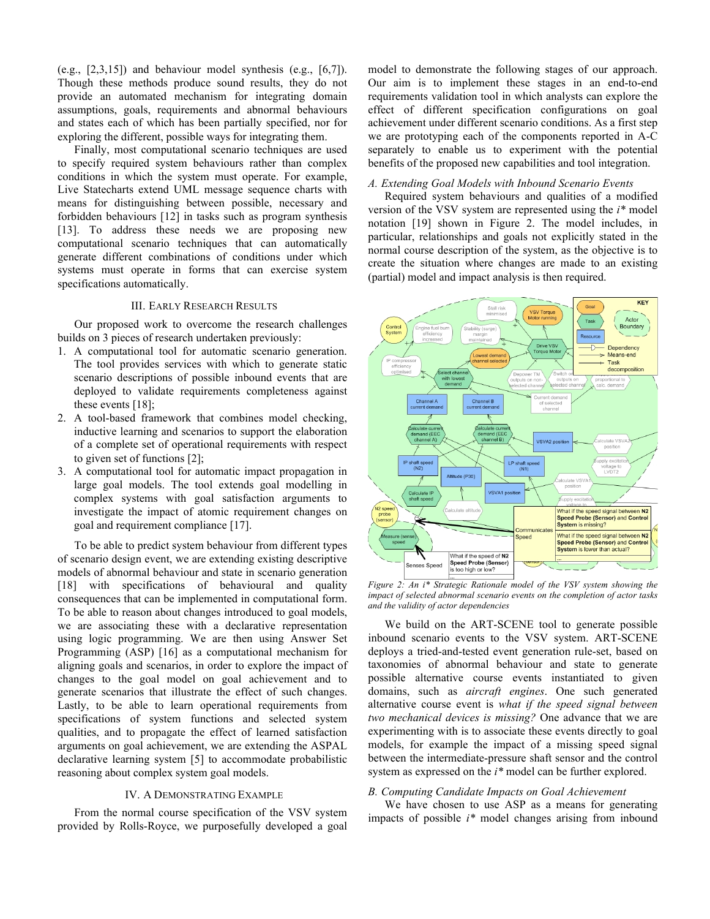(e.g., [2,3,15]) and behaviour model synthesis (e.g., [6,7]). Though these methods produce sound results, they do not provide an automated mechanism for integrating domain assumptions, goals, requirements and abnormal behaviours and states each of which has been partially specified, nor for exploring the different, possible ways for integrating them.

Finally, most computational scenario techniques are used to specify required system behaviours rather than complex conditions in which the system must operate. For example, Live Statecharts extend UML message sequence charts with means for distinguishing between possible, necessary and forbidden behaviours [12] in tasks such as program synthesis [13]. To address these needs we are proposing new computational scenario techniques that can automatically generate different combinations of conditions under which systems must operate in forms that can exercise system specifications automatically.

## III. Early Research Results

Our proposed work to overcome the research challenges builds on 3 pieces of research undertaken previously:

1. A computational tool for automatic scenario generation. The tool provides services with which to generate static scenario descriptions of possible inbound events that are deployed to validate requirements completeness against these events [18];
2. A tool-based framework that combines model checking, inductive learning and scenarios to support the elaboration of a complete set of operational requirements with respect to given set of functions [2];
3. A computational tool for automatic impact propagation in large goal models. The tool extends goal modelling in complex systems with goal satisfaction arguments to investigate the impact of atomic requirement changes on goal and requirement compliance [17].

To be able to predict system behaviour from different types of scenario design event, we are extending existing descriptive models of abnormal behaviour and state in scenario generation [18] with specifications of behavioural and quality consequences that can be implemented in computational form. To be able to reason about changes introduced to goal models, we are associating these with a declarative representation using logic programming. We are then using Answer Set Programming (ASP) [16] as a computational mechanism for aligning goals and scenarios, in order to explore the impact of changes to the goal model on goal achievement and to generate scenarios that illustrate the effect of such changes. Lastly, to be able to learn operational requirements from specifications of system functions and selected system qualities, and to propagate the effect of learned satisfaction arguments on goal achievement, we are extending the ASPAL declarative learning system [5] to accommodate probabilistic reasoning about complex system goal models.

## IV. A Demonstrating Example

From the normal course specification of the VSV system provided by Rolls-Royce, we purposefully developed a goal model to demonstrate the following stages of our approach. Our aim is to implement these stages in an end-to-end requirements validation tool in which analysts can explore the effect of different specification configurations on goal achievement under different scenario conditions. As a first step we are prototyping each of the components reported in A-C separately to enable us to experiment with the potential benefits of the proposed new capabilities and tool integration.

### A. Extending Goal Models with Inbound Scenario Events

Required system behaviours and qualities of a modified version of the VSV system are represented using the *i\** model notation [19] shown in Figure 2. The model includes, in particular, relationships and goals not explicitly stated in the normal course description of the system, as the objective is to create the situation where changes are made to an existing (partial) model and impact analysis is then required.

*Figure 2: An i\* Strategic Rationale model of the VSV system showing the impact of selected abnormal scenario events on the completion of actor tasks and the validity of actor dependencies*

We build on the ART-SCENE tool to generate possible inbound scenario events to the VSV system. ART-SCENE deploys a tried-and-tested event generation rule-set, based on taxonomies of abnormal behaviour and state to generate possible alternative course events instantiated to given domains, such as *aircraft engines*. One such generated alternative course event is *what if the speed signal between two mechanical devices is missing?* One advance that we are experimenting with is to associate these events directly to goal models, for example the impact of a missing speed signal between the intermediate-pressure shaft sensor and the control system as expressed on the *i\** model can be further explored.

### B. Computing Candidate Impacts on Goal Achievement

We have chosen to use ASP as a means for generating impacts of possible *i\** model changes arising from inbound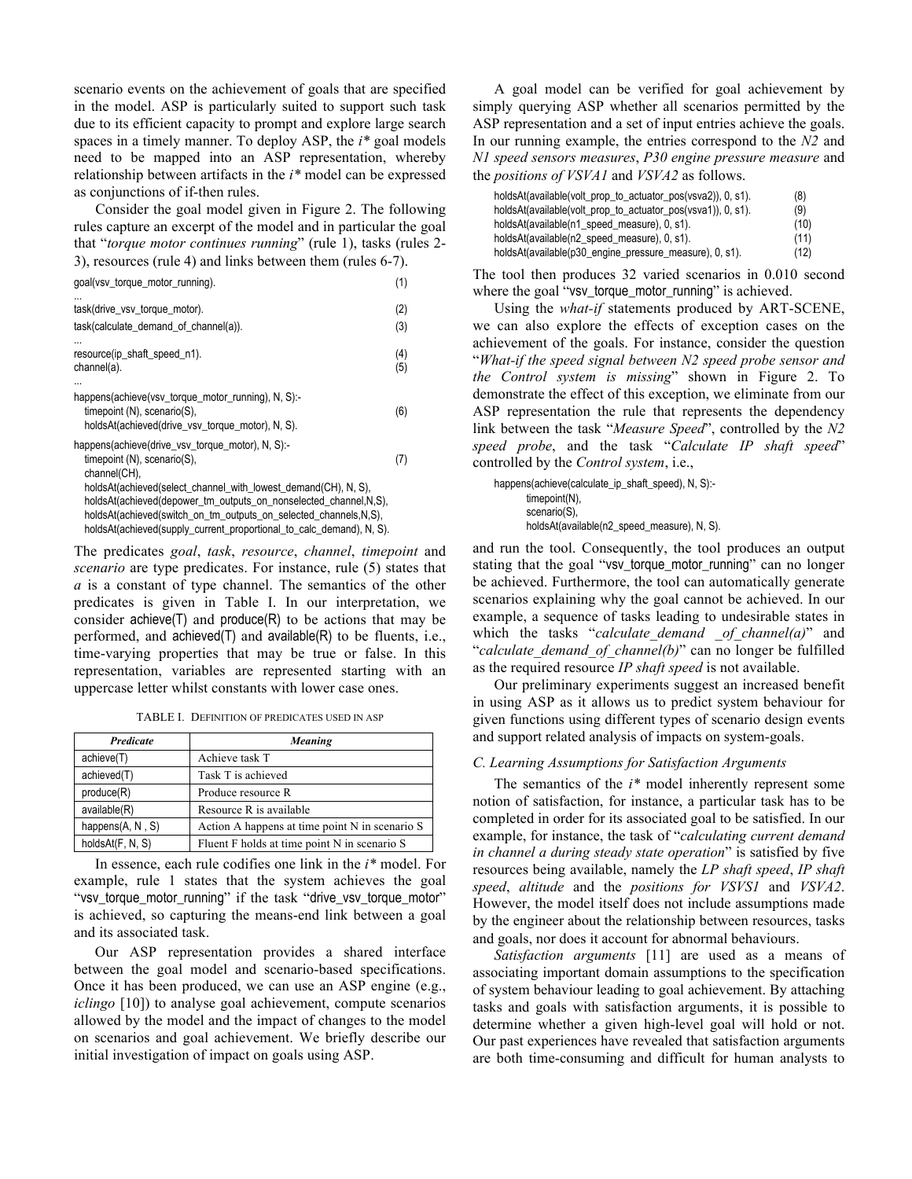scenario events on the achievement of goals that are specified in the model. ASP is particularly suited to support such task due to its efficient capacity to prompt and explore large search spaces in a timely manner. To deploy ASP, the *i\** goal models need to be mapped into an ASP representation, whereby relationship between artifacts in the *i\** model can be expressed as conjunctions of if-then rules.

Consider the goal model given in Figure 2. The following rules capture an excerpt of the model and in particular the goal that "*torque motor continues running*" (rule 1), tasks (rules 2-3), resources (rule 4) and links between them (rules 6-7).

```
goal(vsv_torque_motor_running).                                          (1)
...
task(drive_vsv_torque_motor).                                            (2)
task(calculate_demand_of_channel(a)).                                    (3)
...
resource(ip_shaft_speed_n1).                                             (4)
channel(a).                                                              (5)
...
happens(achieve(vsv_torque_motor_running), N, S):-
   timepoint (N), scenario(S),                                           (6)
   holdsAt(achieved(drive_vsv_torque_motor), N, S).

happens(achieve(drive_vsv_torque_motor), N, S):-
   timepoint (N), scenario(S),                                           (7)
   channel(CH),
   holdsAt(achieved(select_channel_with_lowest_demand(CH), N, S),
   holdsAt(achieved(depower_tm_outputs_on_nonselected_channel,N,S),
   holdsAt(achieved(switch_on_tm_outputs_on_selected_channels,N,S),
   holdsAt(achieved(supply_current_proportional_to_calc_demand), N, S).
```

The predicates *goal*, *task*, *resource*, *channel*, *timepoint* and *scenario* are type predicates. For instance, rule (5) states that *a* is a constant of type channel. The semantics of the other predicates is given in Table I. In our interpretation, we consider achieve(T) and produce(R) to be actions that may be performed, and achieved(T) and available(R) to be fluents, i.e., time-varying properties that may be true or false. In this representation, variables are represented starting with an uppercase letter whilst constants with lower case ones.

TABLE I. Definition of predicates used in ASP

| *Predicate* | *Meaning* |
|---|---|
| achieve(T) | Achieve task T |
| achieved(T) | Task T is achieved |
| produce(R) | Produce resource R |
| available(R) | Resource R is available |
| happens(A, N , S) | Action A happens at time point N in scenario S |
| holdsAt(F, N, S) | Fluent F holds at time point N in scenario S |

In essence, each rule codifies one link in the *i\** model. For example, rule 1 states that the system achieves the goal "vsv_torque_motor_running" if the task "drive_vsv_torque_motor" is achieved, so capturing the means-end link between a goal and its associated task.

Our ASP representation provides a shared interface between the goal model and scenario-based specifications. Once it has been produced, we can use an ASP engine (e.g., *iclingo* [10]) to analyse goal achievement, compute scenarios allowed by the model and the impact of changes to the model on scenarios and goal achievement. We briefly describe our initial investigation of impact on goals using ASP.

A goal model can be verified for goal achievement by simply querying ASP whether all scenarios permitted by the ASP representation and a set of input entries achieve the goals. In our running example, the entries correspond to the *N2* and *N1 speed sensors measures*, *P30 engine pressure measure* and the *positions of VSVA1* and *VSVA2* as follows.

```
holdsAt(available(volt_prop_to_actuator_pos(vsva2)), 0, s1).        (8)
holdsAt(available(volt_prop_to_actuator_pos(vsva1)), 0, s1).        (9)
holdsAt(available(n1_speed_measure), 0, s1).                        (10)
holdsAt(available(n2_speed_measure), 0, s1).                        (11)
holdsAt(available(p30_engine_pressure_measure), 0, s1).             (12)
```

The tool then produces 32 varied scenarios in 0.010 second where the goal "vsv_torque_motor_running" is achieved.

Using the *what-if* statements produced by ART-SCENE, we can also explore the effects of exception cases on the achievement of the goals. For instance, consider the question "*What-if the speed signal between N2 speed probe sensor and the Control system is missing*" shown in Figure 2. To demonstrate the effect of this exception, we eliminate from our ASP representation the rule that represents the dependency link between the task "*Measure Speed*", controlled by the *N2 speed probe*, and the task "*Calculate IP shaft speed*" controlled by the *Control system*, i.e.,

```
happens(achieve(calculate_ip_shaft_speed), N, S):-
        timepoint(N),
        scenario(S),
        holdsAt(available(n2_speed_measure), N, S).
```

and run the tool. Consequently, the tool produces an output stating that the goal "vsv_torque_motor_running" can no longer be achieved. Furthermore, the tool can automatically generate scenarios explaining why the goal cannot be achieved. In our example, a sequence of tasks leading to undesirable states in which the tasks "*calculate_demand _of_channel(a)*" and "*calculate_demand_of_channel(b)*" can no longer be fulfilled as the required resource *IP shaft speed* is not available.

Our preliminary experiments suggest an increased benefit in using ASP as it allows us to predict system behaviour for given functions using different types of scenario design events and support related analysis of impacts on system-goals.

### C. Learning Assumptions for Satisfaction Arguments

The semantics of the *i\** model inherently represent some notion of satisfaction, for instance, a particular task has to be completed in order for its associated goal to be satisfied. In our example, for instance, the task of "*calculating current demand in channel a during steady state operation*" is satisfied by five resources being available, namely the *LP shaft speed*, *IP shaft speed*, *altitude* and the *positions for VSVS1* and *VSVA2*. However, the model itself does not include assumptions made by the engineer about the relationship between resources, tasks and goals, nor does it account for abnormal behaviours.

*Satisfaction arguments* [11] are used as a means of associating important domain assumptions to the specification of system behaviour leading to goal achievement. By attaching tasks and goals with satisfaction arguments, it is possible to determine whether a given high-level goal will hold or not. Our past experiences have revealed that satisfaction arguments are both time-consuming and difficult for human analysts to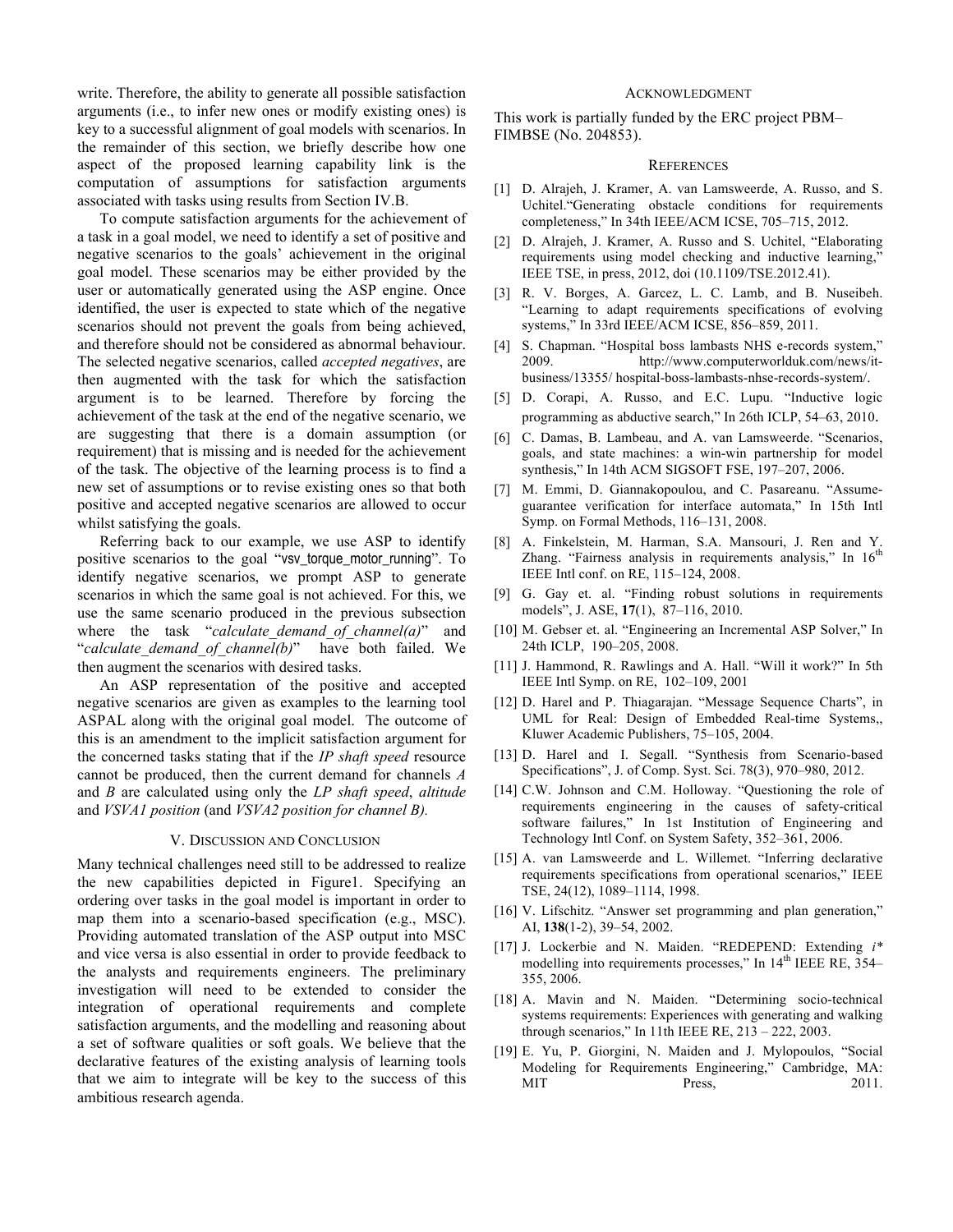write. Therefore, the ability to generate all possible satisfaction arguments (i.e., to infer new ones or modify existing ones) is key to a successful alignment of goal models with scenarios. In the remainder of this section, we briefly describe how one aspect of the proposed learning capability link is the computation of assumptions for satisfaction arguments associated with tasks using results from Section IV.B.

To compute satisfaction arguments for the achievement of a task in a goal model, we need to identify a set of positive and negative scenarios to the goals' achievement in the original goal model. These scenarios may be either provided by the user or automatically generated using the ASP engine. Once identified, the user is expected to state which of the negative scenarios should not prevent the goals from being achieved, and therefore should not be considered as abnormal behaviour. The selected negative scenarios, called *accepted negatives*, are then augmented with the task for which the satisfaction argument is to be learned. Therefore by forcing the achievement of the task at the end of the negative scenario, we are suggesting that there is a domain assumption (or requirement) that is missing and is needed for the achievement of the task. The objective of the learning process is to find a new set of assumptions or to revise existing ones so that both positive and accepted negative scenarios are allowed to occur whilst satisfying the goals.

Referring back to our example, we use ASP to identify positive scenarios to the goal "vsv_torque_motor_running". To identify negative scenarios, we prompt ASP to generate scenarios in which the same goal is not achieved. For this, we use the same scenario produced in the previous subsection where the task "*calculate_demand_of_channel(a)*" and "*calculate_demand_of_channel(b)*" have both failed. We then augment the scenarios with desired tasks.

An ASP representation of the positive and accepted negative scenarios are given as examples to the learning tool ASPAL along with the original goal model. The outcome of this is an amendment to the implicit satisfaction argument for the concerned tasks stating that if the *IP shaft speed* resource cannot be produced, then the current demand for channels *A* and *B* are calculated using only the *LP shaft speed*, *altitude* and *VSVA1 position* (and *VSVA2 position for channel B).*

## V. Discussion and Conclusion

Many technical challenges need still to be addressed to realize the new capabilities depicted in Figure1. Specifying an ordering over tasks in the goal model is important in order to map them into a scenario-based specification (e.g., MSC). Providing automated translation of the ASP output into MSC and vice versa is also essential in order to provide feedback to the analysts and requirements engineers. The preliminary investigation will need to be extended to consider the integration of operational requirements and complete satisfaction arguments, and the modelling and reasoning about a set of software qualities or soft goals. We believe that the declarative features of the existing analysis of learning tools that we aim to integrate will be key to the success of this ambitious research agenda.

## Acknowledgment

This work is partially funded by the ERC project PBM–FIMBSE (No. 204853).

## References

[1] D. Alrajeh, J. Kramer, A. van Lamsweerde, A. Russo, and S. Uchitel."Generating obstacle conditions for requirements completeness," In 34th IEEE/ACM ICSE, 705–715, 2012.

[2] D. Alrajeh, J. Kramer, A. Russo and S. Uchitel, "Elaborating requirements using model checking and inductive learning," IEEE TSE, in press, 2012, doi (10.1109/TSE.2012.41).

[3] R. V. Borges, A. Garcez, L. C. Lamb, and B. Nuseibeh. "Learning to adapt requirements specifications of evolving systems," In 33rd IEEE/ACM ICSE, 856–859, 2011.

[4] S. Chapman. "Hospital boss lambasts NHS e-records system," 2009. http://www.computerworlduk.com/news/it-business/13355/ hospital-boss-lambasts-nhse-records-system/.

[5] D. Corapi, A. Russo, and E.C. Lupu. "Inductive logic programming as abductive search," In 26th ICLP, 54–63, 2010.

[6] C. Damas, B. Lambeau, and A. van Lamsweerde. "Scenarios, goals, and state machines: a win-win partnership for model synthesis," In 14th ACM SIGSOFT FSE, 197–207, 2006.

[7] M. Emmi, D. Giannakopoulou, and C. Pasareanu. "Assume-guarantee verification for interface automata," In 15th Intl Symp. on Formal Methods, 116–131, 2008.

[8] A. Finkelstein, M. Harman, S.A. Mansouri, J. Ren and Y. Zhang. "Fairness analysis in requirements analysis," In 16th IEEE Intl conf. on RE, 115–124, 2008.

[9] G. Gay et. al. "Finding robust solutions in requirements models", J. ASE, **17**(1), 87–116, 2010.

[10] M. Gebser et. al. "Engineering an Incremental ASP Solver," In 24th ICLP, 190–205, 2008.

[11] J. Hammond, R. Rawlings and A. Hall. "Will it work?" In 5th IEEE Intl Symp. on RE, 102–109, 2001

[12] D. Harel and P. Thiagarajan. "Message Sequence Charts", in UML for Real: Design of Embedded Real-time Systems,, Kluwer Academic Publishers, 75–105, 2004.

[13] D. Harel and I. Segall. "Synthesis from Scenario-based Specifications", J. of Comp. Syst. Sci. 78(3), 970–980, 2012.

[14] C.W. Johnson and C.M. Holloway. "Questioning the role of requirements engineering in the causes of safety-critical software failures," In 1st Institution of Engineering and Technology Intl Conf. on System Safety, 352–361, 2006.

[15] A. van Lamsweerde and L. Willemet. "Inferring declarative requirements specifications from operational scenarios," IEEE TSE, 24(12), 1089–1114, 1998.

[16] V. Lifschitz. "Answer set programming and plan generation," AI, **138**(1-2), 39–54, 2002.

[17] J. Lockerbie and N. Maiden. "REDEPEND: Extending *i** modelling into requirements processes," In 14th IEEE RE, 354–355, 2006.

[18] A. Mavin and N. Maiden. "Determining socio-technical systems requirements: Experiences with generating and walking through scenarios," In 11th IEEE RE, 213 – 222, 2003.

[19] E. Yu, P. Giorgini, N. Maiden and J. Mylopoulos, "Social Modeling for Requirements Engineering," Cambridge, MA: MIT Press, 2011.